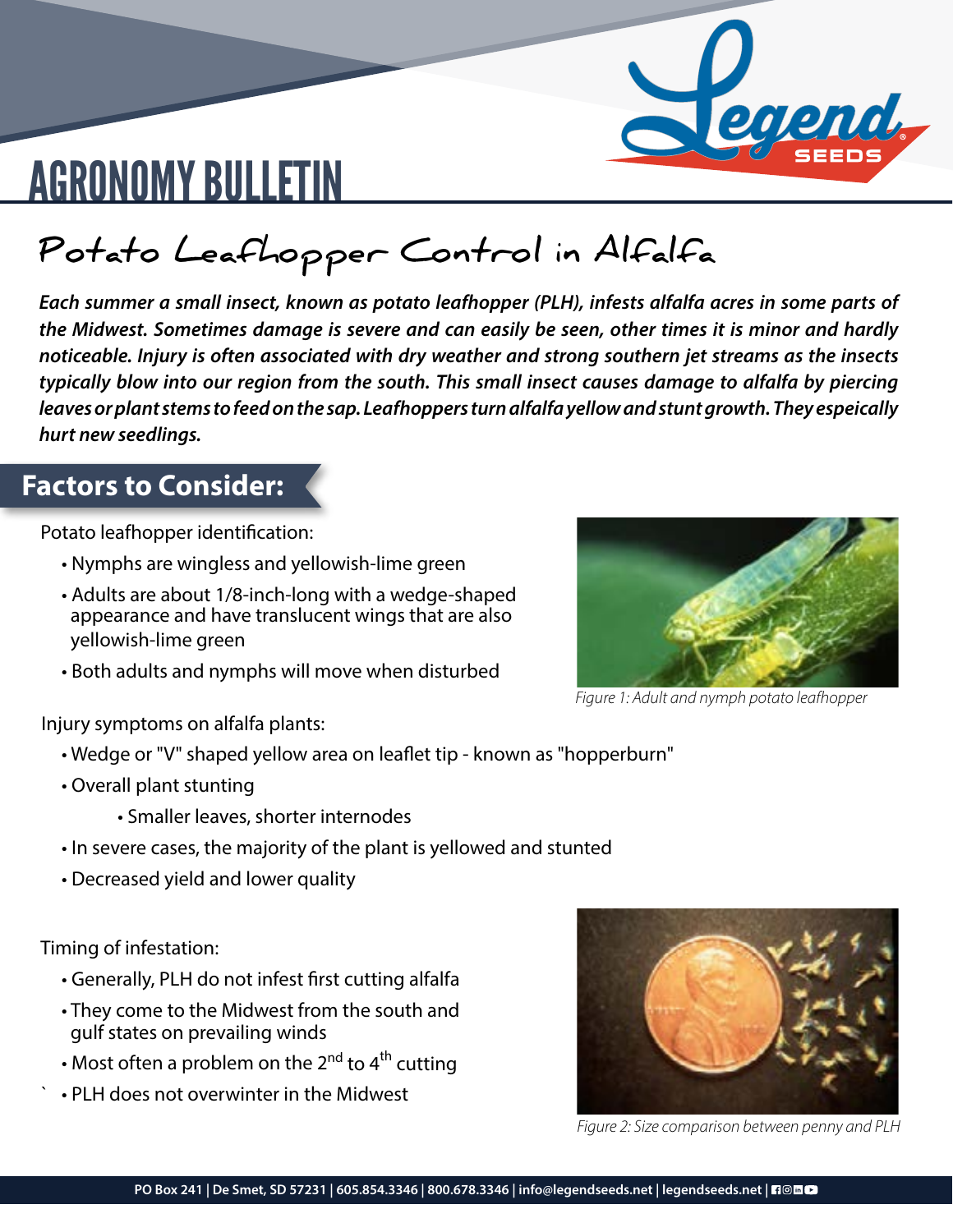# AGRONOMY BULLETIN

## Potato Leafhopper Control in Alfalfa

***Each summer a small insect, known as potato leafhopper (PLH), infests alfalfa acres in some parts of the Midwest. Sometimes damage is severe and can easily be seen, other times it is minor and hardly noticeable. Injury is often associated with dry weather and strong southern jet streams as the insects typically blow into our region from the south. This small insect causes damage to alfalfa by piercing leaves or plant stems to feed on the sap. Leafhoppers turn alfalfa yellow and stunt growth. They espeically hurt new seedlings.***

### Factors to Consider:

Potato leafhopper identification:

- Nymphs are wingless and yellowish-lime green
- Adults are about 1/8-inch-long with a wedge-shaped appearance and have translucent wings that are also yellowish-lime green
- Both adults and nymphs will move when disturbed

*Figure 1: Adult and nymph potato leafhopper*

Injury symptoms on alfalfa plants:

- Wedge or "V" shaped yellow area on leaflet tip - known as "hopperburn"
- Overall plant stunting
  - Smaller leaves, shorter internodes
- In severe cases, the majority of the plant is yellowed and stunted
- Decreased yield and lower quality

Timing of infestation:

- Generally, PLH do not infest first cutting alfalfa
- They come to the Midwest from the south and gulf states on prevailing winds
- Most often a problem on the 2nd to 4th cutting
- PLH does not overwinter in the Midwest

*Figure 2: Size comparison between penny and PLH*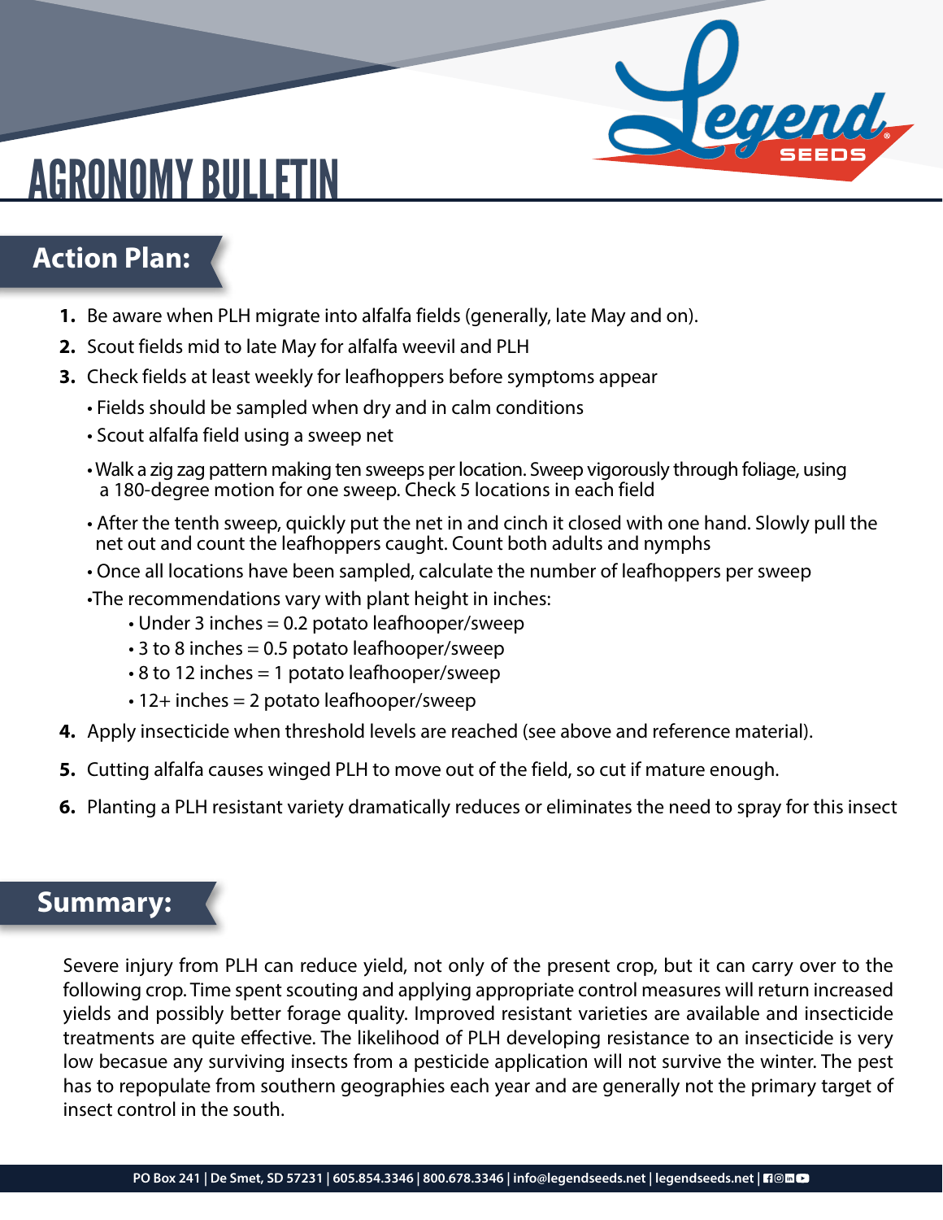# AGRONOMY BULLETIN

## Action Plan:

1. Be aware when PLH migrate into alfalfa fields (generally, late May and on).
2. Scout fields mid to late May for alfalfa weevil and PLH
3. Check fields at least weekly for leafhoppers before symptoms appear
   - Fields should be sampled when dry and in calm conditions
   - Scout alfalfa field using a sweep net
   - Walk a zig zag pattern making ten sweeps per location. Sweep vigorously through foliage, using a 180-degree motion for one sweep. Check 5 locations in each field
   - After the tenth sweep, quickly put the net in and cinch it closed with one hand. Slowly pull the net out and count the leafhoppers caught. Count both adults and nymphs
   - Once all locations have been sampled, calculate the number of leafhoppers per sweep
   - The recommendations vary with plant height in inches:
     - Under 3 inches = 0.2 potato leafhooper/sweep
     - 3 to 8 inches = 0.5 potato leafhooper/sweep
     - 8 to 12 inches = 1 potato leafhooper/sweep
     - 12+ inches = 2 potato leafhooper/sweep
4. Apply insecticide when threshold levels are reached (see above and reference material).
5. Cutting alfalfa causes winged PLH to move out of the field, so cut if mature enough.
6. Planting a PLH resistant variety dramatically reduces or eliminates the need to spray for this insect

## Summary:

Severe injury from PLH can reduce yield, not only of the present crop, but it can carry over to the following crop. Time spent scouting and applying appropriate control measures will return increased yields and possibly better forage quality. Improved resistant varieties are available and insecticide treatments are quite effective. The likelihood of PLH developing resistance to an insecticide is very low becasue any surviving insects from a pesticide application will not survive the winter. The pest has to repopulate from southern geographies each year and are generally not the primary target of insect control in the south.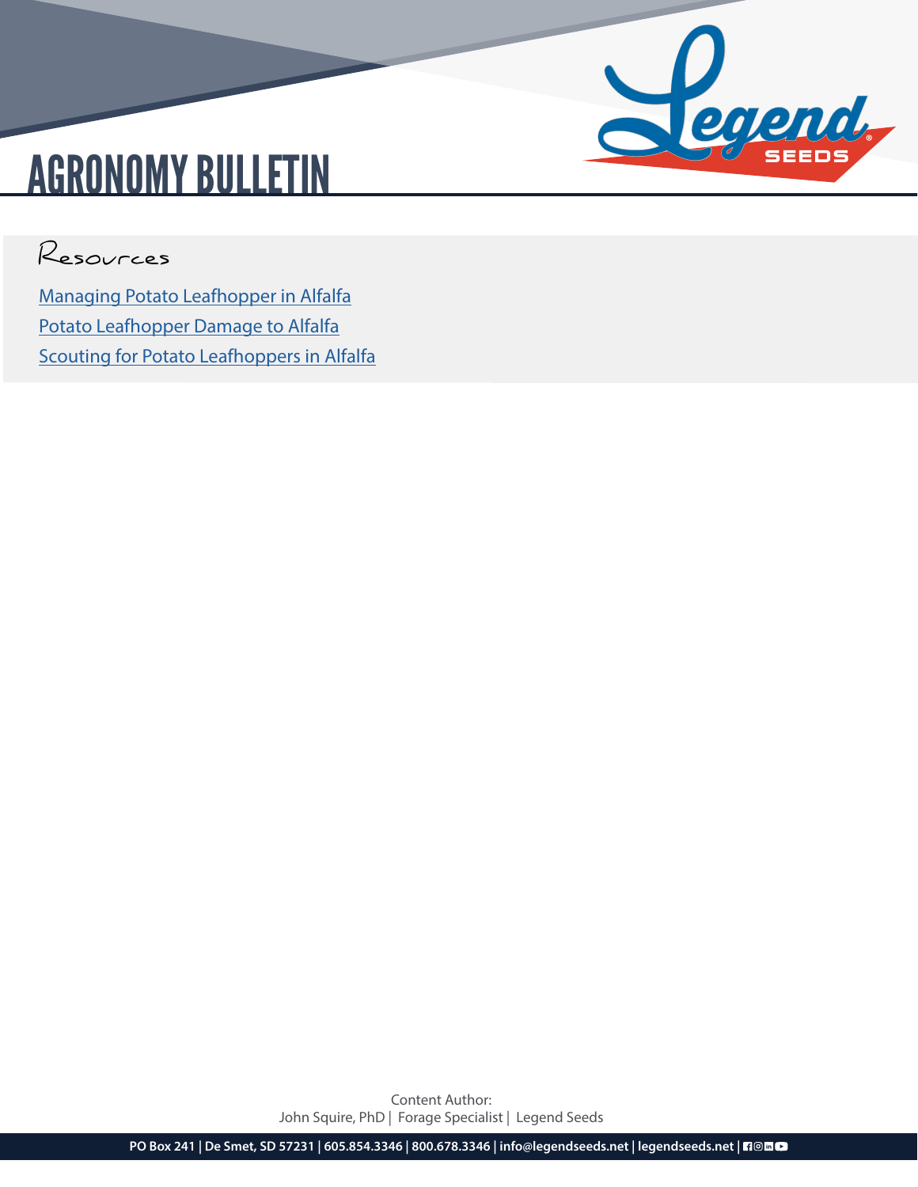# AGRONOMY BULLETIN

## Resources

[Managing Potato Leafhopper in Alfalfa]

[Potato Leafhopper Damage to Alfalfa]

[Scouting for Potato Leafhoppers in Alfalfa]

Content Author:
John Squire, PhD | Forage Specialist | Legend Seeds

PO Box 241 | De Smet, SD 57231 | 605.854.3346 | 800.678.3346 | info@legendseeds.net | legendseeds.net